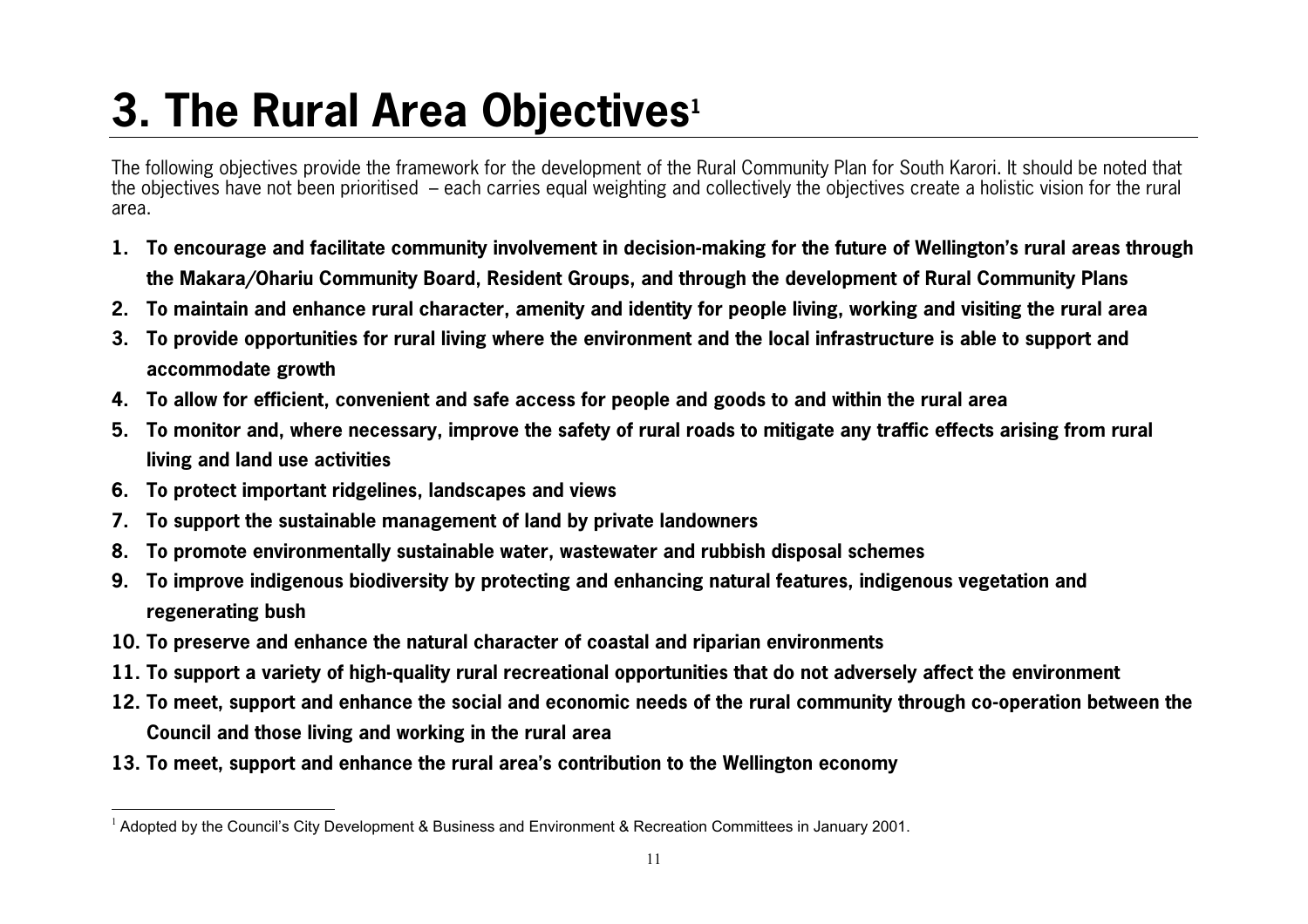# 3. The Rural Area Objectives[1]

The following objectives provide the framework for the development of the Rural Community Plan for South Karori. It should be noted that the objectives have not been prioritised – each carries equal weighting and collectively the objectives create a holistic vision for the rural area.

1. **To encourage and facilitate community involvement in decision-making for the future of Wellington's rural areas through the Makara/Ohariu Community Board, Resident Groups, and through the development of Rural Community Plans**
2. **To maintain and enhance rural character, amenity and identity for people living, working and visiting the rural area**
3. **To provide opportunities for rural living where the environment and the local infrastructure is able to support and accommodate growth**
4. **To allow for efficient, convenient and safe access for people and goods to and within the rural area**
5. **To monitor and, where necessary, improve the safety of rural roads to mitigate any traffic effects arising from rural living and land use activities**
6. **To protect important ridgelines, landscapes and views**
7. **To support the sustainable management of land by private landowners**
8. **To promote environmentally sustainable water, wastewater and rubbish disposal schemes**
9. **To improve indigenous biodiversity by protecting and enhancing natural features, indigenous vegetation and regenerating bush**
10. **To preserve and enhance the natural character of coastal and riparian environments**
11. **To support a variety of high-quality rural recreational opportunities that do not adversely affect the environment**
12. **To meet, support and enhance the social and economic needs of the rural community through co-operation between the Council and those living and working in the rural area**
13. **To meet, support and enhance the rural area's contribution to the Wellington economy**

---

[1] Adopted by the Council's City Development & Business and Environment & Recreation Committees in January 2001.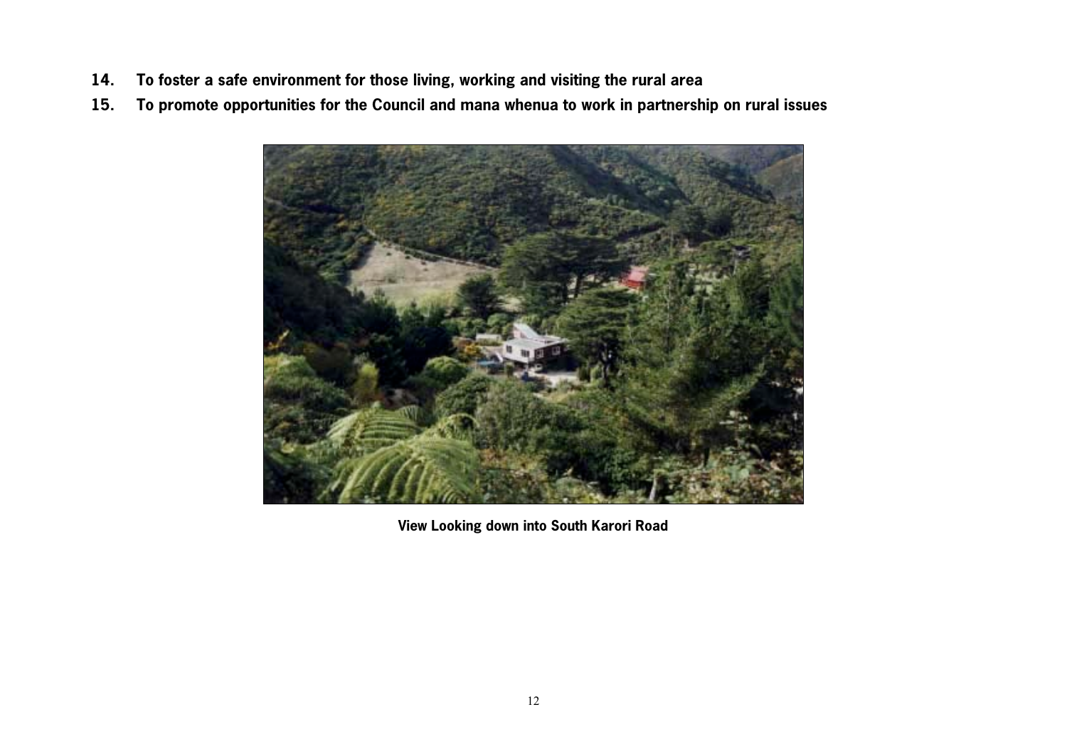**14. To foster a safe environment for those living, working and visiting the rural area**

**15. To promote opportunities for the Council and mana whenua to work in partnership on rural issues**

**View Looking down into South Karori Road**